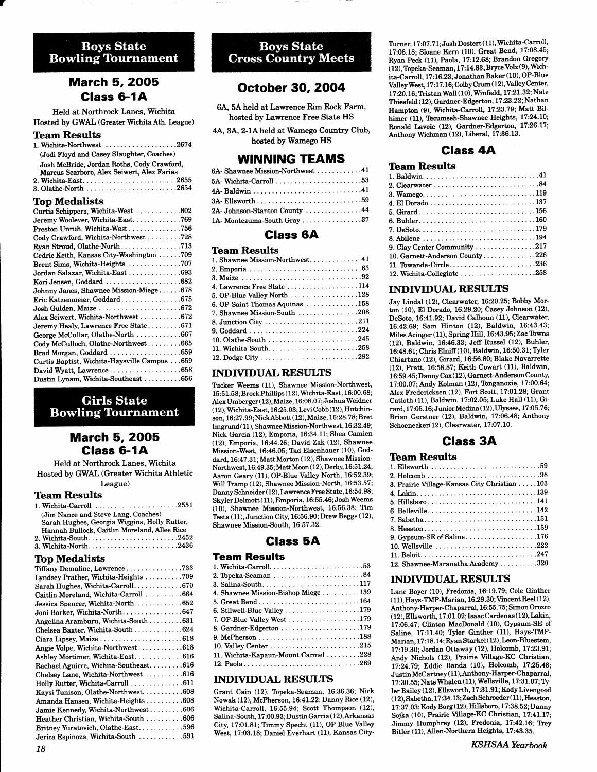## Boys State Bowling Tournament

### March 5, 2005
### Class 6-1A

Held at Northrock Lanes, Wichita
Hosted by GWAL (Greater Wichita Ath. League)

#### Team Results

1. Wichita-Northwest ......2674
   (Jodi Floyd and Casey Slaughter, Coaches)
   Josh McBride, Jordan Roths, Cody Crawford, Marcus Scarboro, Alex Seiwert, Alex Farias
2. Wichita-East......2655
3. Olathe-North......2654

#### Top Medalists

Curtis Schippers, Wichita-West ......802
Jeremy Woolever, Wichita-East......769
Preston Unruh, Wichita-West......756
Cody Crawford, Wichita-Northwest ......728
Ryan Stroud, Olathe-North......713
Cedric Keith, Kansas City-Washington ......709
Brent Sims, Wichita-Heights ......707
Jordan Salazar, Wichita-East ......693
Kori Jensen, Goddard ......682
Johnny Janes, Shawnee Mission-Miege ......678
Eric Katzenmeier, Goddard......675
Josh Gulden, Maize......672
Alex Seiwert, Wichita-Northwest......672
Jeremy Healy, Lawrence Free State......671
George McCullar, Olathe-North ......667
Cody McCulloch, Olathe-Northwest......665
Brad Morgan, Goddard ......659
Curtis Baptist, Wichita-Haysville Campus ...659
David Wyatt, Lawrence......658
Dustin Lynam, Wichita-Southeast ......656

## Girls State Bowling Tournament

### March 5, 2005
### Class 6-1A

Held at Northrock Lanes, Wichita
Hosted by GWAL (Greater Wichita Athletic League)

#### Team Results

1. Wichita-Carroll ......2551
   (Jim Nance and Steve Lang, Coaches)
   Sarah Hughes, Georgia Wiggins, Holly Rutter, Hannah Bullock, Caitlin Moreland, Allee Rice
2. Wichita-South......2452
3. Wichita-North......2436

#### Top Medalists

Tiffany Demaline, Lawrence......733
Lyndsey Prather, Wichita-Heights ......709
Sarah Hughes, Wichita-Carroll......670
Caitlin Moreland, Wichita-Carroll ......664
Jessica Spencer, Wichita-North......652
Joni Barker, Wichita-North......647
Angelina Aramburu, Wichita-South......631
Chelsea Baxter, Wichita-South ......624
Ciara Lipsey, Maize ......618
Angie Volpe, Wichita-Northwest......618
Ashley Mortimer, Wichita-East......616
Rachael Aguirre, Wichita-Southeast......616
Chelsey Lane, Wichita-Northwest ......616
Holly Rutter, Wichita-Carroll ......611
Kaysi Tunison, Olathe-Northwest......608
Amanda Hansen, Wichita-Heights ......608
Jamie Kennedy, Wichita-Northwest......606
Heather Christian, Wichita-South ......606
Britney Yuratovich, Olathe-East......596
Jerica Espinoza, Wichita-South ......591

## Boys State Cross Country Meets

### October 30, 2004

6A, 5A held at Lawrence Rim Rock Farm, hosted by Lawrence Free State HS

4A, 3A, 2-1A held at Wamego Country Club, hosted by Wamego HS

### WINNING TEAMS

6A- Shawnee Mission-Northwest ......41
5A- Wichita-Carroll ......53
4A- Baldwin ......41
3A- Ellsworth ......59
2A- Johnson-Stanton County ......44
1A- Montezuma-South Gray ......37

### Class 6A

#### Team Results

1. Shawnee Mission-Northwest......41
2. Emporia ......63
3. Maize ......92
4. Lawrence Free State ......114
5. OP-Blue Valley North ......128
6. OP-Saint Thomas Aquinas ......158
7. Shawnee Mission-South ......208
8. Junction City ......211
9. Goddard ......224
10. Olathe-South ......245
11. Wichita-South......258
12. Dodge City ......292

#### INDIVIDUAL RESULTS

Tucker Weems (11), Shawnee Mission-Northwest, 15:51.58; Brock Phillips (12), Wichita-East, 16:00.68; Alex Umberger (12), Maize, 16:08.07; Joshua Weidner (12), Wichita-East, 16:25.03; Levi Cobb (12), Hutchinson, 16:27.99; Nick Abbott (12), Maize, 16:28.78; Bret Imgrund (11), Shawnee Mission-Northwest, 16:32.49; Nick Garcia (12), Emporia, 16:34.11; Shea Camien (12), Emporia, 16:44.26; David Zak (12), Shawnee Mission-West, 16:46.05; Tad Eisenhauer (10), Goddard, 16:47.31; Matt Morton (12), Shawnee Mission-Northwest, 16:49.35; Matt Moon (12), Derby, 16:51.24; Aaron Geary (11), OP-Blue Valley North, 16:52.39; Will Tramp (12), Shawnee Mission-North, 16:53.57; Danny Schneider (12), Lawrence Free State, 16:54.98; Skyler Delmott (11), Emporia, 16:55.46; Josh Weems (10), Shawnee Mission-Northwest, 16:56.38; Tim Testa (11), Junction City, 16:56.90; Drew Beggs (12), Shawnee Mission-South, 16:57.32.

### Class 5A

#### Team Results

1. Wichita-Carroll......53
2. Topeka-Seaman ......84
3. Salina-South......117
4. Shawnee Mission-Bishop Miege ......139
5. Great Bend......164
6. Stilwell-Blue Valley ......179
7. OP-Blue Valley West ......179
8. Gardner-Edgerton ......179
9. McPherson ......188
10. Valley Center ......215
11. Wichita-Kapaun-Mount Carmel ......228
12. Paola......269

#### INDIVIDUAL RESULTS

Grant Cain (12), Topeka-Seaman, 16:36.36; Nick Nowak (12), McPherson, 16:41.22; Danny Rice (12), Wichita-Carroll, 16:55.94; Scott Thompson (12), Salina-South, 17:00.93; Dustin Garcia (12), Arkansas City, 17:01.81; Timmy Specht (11), OP-Blue Valley West, 17:03.18; Daniel Everhart (11), Kansas City-Turner, 17:07.71; Josh Dostert (11), Wichita-Carroll, 17:08.18; Sloane Kern (10), Great Bend, 17:08.45; Ryan Peck (11), Paola, 17:12.68; Brandon Gregory (12), Topeka-Seaman, 17:14.83; Bryce Volz (9), Wichita-Carroll, 17:16.23; Jonathan Baker (10), OP-Blue Valley West, 17:17.16; Colby Crum (12), Valley Center, 17:20.16; Tristan Wall (10), Winfield, 17:21.32; Nate Thiesfeld (12), Gardner-Edgerton, 17:23.22; Nathan Hampton (9), Wichita-Carroll, 17:23.79; Matt Bilhimer (11), Tecumseh-Shawnee Heights, 17:24.10; Ronald Lavoie (12), Gardner-Edgerton, 17:26.17; Anthony Wichman (12), Liberal, 17:36.13.

### Class 4A

#### Team Results

1. Baldwin......41
2. Clearwater ......84
3. Wamego......119
4. El Dorado ......137
5. Girard......156
6. Buhler......160
7. DeSoto......179
8. Abilene ......194
9. Clay Center Community ......217
10. Garnett-Anderson County......226
11. Towanda-Circle......236
12. Wichita-Collegiate ......258

#### INDIVIDUAL RESULTS

Jay Lindal (12), Clearwater, 16:20.25; Bobby Morton (10), El Dorado, 16:29.20; Casey Johnson (12), DeSoto, 16:41.92; David Calhoun (11), Clearwater, 16:42.69; Sam Hinton (12), Baldwin, 16:43.43; Miles Acinger (11), Spring Hill, 16:43.95; Zac Towns (12), Baldwin, 16:46.33; Jeff Russel (12), Buhler, 16:48.61; Chris Elniff (10), Baldwin, 16:50.31; Tyler Chiartano (12), Girard, 16:56.80; Blake Navarrette (12), Pratt, 16:58.87; Keith Cowart (11), Baldwin, 16:59.45; Danny Cox (12), Garnett-Anderson County, 17:00.07; Andy Kolman (12), Tonganoxie, 17:00.64; Alex Fredericksen (12), Fort Scott, 17:01.28; Grant Catloth (11), Baldwin, 17:02.05; Luke Hall (11), Girard, 17:05.16; Junior Medina (12), Ulysses, 17:05.76; Brian Gerstner (12), Baldwin, 17:06.48; Anthony Schoenecker (12), Clearwater, 17:07.10.

### Class 3A

#### Team Results

1. Ellsworth ......59
2. Holcomb ......98
3. Prairie Village-Kansas City Christian ......103
4. Lakin......139
5. Hillsboro......141
6. Belleville......142
7. Sabetha......151
8. Hesston......159
9. Gypsum-SE of Saline......176
10. Wellsville ......222
11. Beloit......247
12. Shawnee-Maranatha Academy ......320

#### INDIVIDUAL RESULTS

Lane Boyer (10), Fredonia, 16:19.79; Cole Ginther (11), Hays-TMP-Marian, 16:29.30; Vincent Reel (12), Anthony-Harper-Chaparral, 16:55.75; Simon Orozco (12), Ellsworth, 17:01.02; Isaac Cardenas (12), Lakin, 17:06.47; Clinton MacDonald (10), Gypsum-SE of Saline, 17:11.40; Tyler Ginther (11), Hays-TMP-Marian, 17:18.14; Ryan Starkel (12), Leon-Bluestem, 17:19.30; Jordan Ottaway (12), Holcomb, 17:23.91; Andy Nichols (12), Prairie Village-KC Christian, 17:24.79; Eddie Banda (10), Holcomb, 17:25.48; Justin McCartney (11), Anthony-Harper-Chaparral, 17:30.55; Nate Whalen (11), Wellsville, 17:31.07; Tyler Bailey (12), Ellsworth, 17:31.91; Kody Livengood (12), Sabetha, 17:34.13; Zach Schroeder (11), Hesston, 17:37.03; Kody Borg (12), Hillsboro, 17:38.52; Danny Sojka (10), Prairie Village-KC Christian, 17:41.17; Jimmy Humphrey (12), Fredonia, 17:42.16; Trey Bitler (11), Allen-Northern Heights, 17:43.35.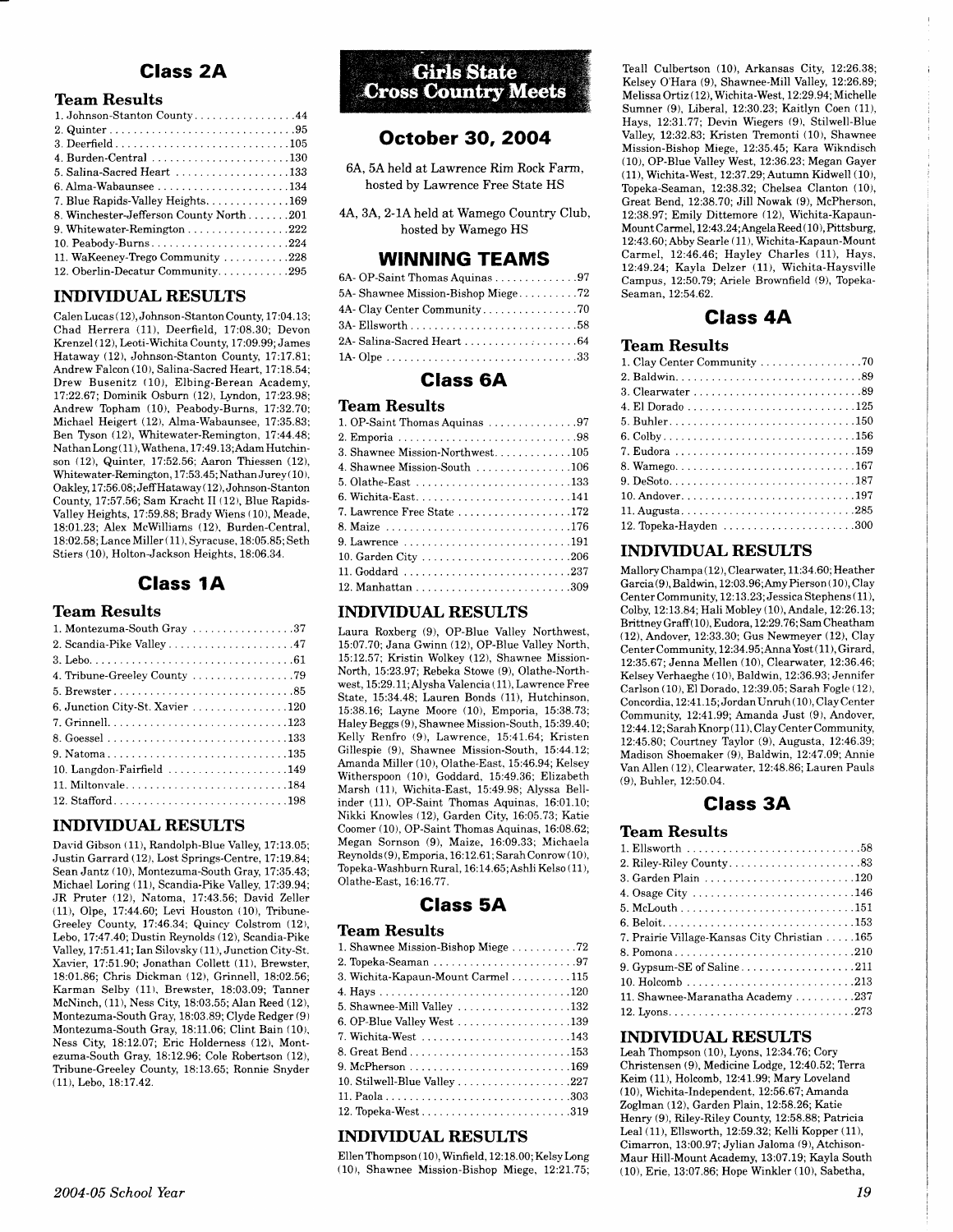## Class 2A

### Team Results

| | |
|---|---|
| 1. Johnson-Stanton County | 44 |
| 2. Quinter | 95 |
| 3. Deerfield | 105 |
| 4. Burden-Central | 130 |
| 5. Salina-Sacred Heart | 133 |
| 6. Alma-Wabaunsee | 134 |
| 7. Blue Rapids-Valley Heights | 169 |
| 8. Winchester-Jefferson County North | 201 |
| 9. Whitewater-Remington | 222 |
| 10. Peabody-Burns | 224 |
| 11. WaKeeney-Trego Community | 228 |
| 12. Oberlin-Decatur Community | 295 |

### INDIVIDUAL RESULTS

Calen Lucas (12), Johnson-Stanton County, 17:04.13; Chad Herrera (11), Deerfield, 17:08.30; Devon Krenzel (12), Leoti-Wichita County, 17:09.99; James Hataway (12), Johnson-Stanton County, 17:17.81; Andrew Falcon (10), Salina-Sacred Heart, 17:18.54; Drew Busenitz (10), Elbing-Berean Academy, 17:22.67; Dominik Osburn (12), Lyndon, 17:23.98; Andrew Topham (10), Peabody-Burns, 17:32.70; Michael Heigert (12), Alma-Wabaunsee, 17:35.83; Ben Tyson (12), Whitewater-Remington, 17:44.48; Nathan Long (11), Wathena, 17:49.13; Adam Hutchinson (12), Quinter, 17:52.56; Aaron Thiessen (12), Whitewater-Remington, 17:53.45; Nathan Jurey (10), Oakley, 17:56.08; Jeff Hataway (12), Johnson-Stanton County, 17:57.56; Sam Kracht II (12), Blue Rapids-Valley Heights, 17:59.88; Brady Wiens (10), Meade, 18:01.23; Alex McWilliams (12), Burden-Central, 18:02.58; Lance Miller (11), Syracuse, 18:05.85; Seth Stiers (10), Holton-Jackson Heights, 18:06.34.

## Class 1A

### Team Results

| | |
|---|---|
| 1. Montezuma-South Gray | 37 |
| 2. Scandia-Pike Valley | 47 |
| 3. Lebo | 61 |
| 4. Tribune-Greeley County | 79 |
| 5. Brewster | 85 |
| 6. Junction City-St. Xavier | 120 |
| 7. Grinnell | 123 |
| 8. Goessel | 133 |
| 9. Natoma | 135 |
| 10. Langdon-Fairfield | 149 |
| 11. Miltonvale | 184 |
| 12. Stafford | 198 |

### INDIVIDUAL RESULTS

David Gibson (11), Randolph-Blue Valley, 17:13.05; Justin Garrard (12), Lost Springs-Centre, 17:19.84; Sean Jantz (10), Montezuma-South Gray, 17:35.43; Michael Loring (11), Scandia-Pike Valley, 17:39.94; JR Pruter (12), Natoma, 17:43.56; David Zeller (11), Olpe, 17:44.60; Levi Houston (10), Tribune-Greeley County, 17:46.34; Quincy Colstrom (12), Lebo, 17:47.40; Dustin Reynolds (12), Scandia-Pike Valley, 17:51.41; Ian Silovsky (11), Junction City-St. Xavier, 17:51.90; Jonathan Collett (11), Brewster, 18:01.86; Chris Dickman (12), Grinnell, 18:02.56; Karman Selby (11), Brewster, 18:03.09; Tanner McNinch, (11), Ness City, 18:03.55; Alan Reed (12), Montezuma-South Gray, 18:03.89; Clyde Redger (9) Montezuma-South Gray, 18:11.06; Clint Bain (10), Ness City, 18:12.07; Eric Holderness (12), Montezuma-South Gray, 18:12.96; Cole Robertson (12), Tribune-Greeley County, 18:13.65; Ronnie Snyder (11), Lebo, 18:17.42.

# Girls State Cross Country Meets

## October 30, 2004

6A, 5A held at Lawrence Rim Rock Farm, hosted by Lawrence Free State HS

4A, 3A, 2-1A held at Wamego Country Club, hosted by Wamego HS

## WINNING TEAMS

| | |
|---|---|
| 6A- OP-Saint Thomas Aquinas | 97 |
| 5A- Shawnee Mission-Bishop Miege | 72 |
| 4A- Clay Center Community | 70 |
| 3A- Ellsworth | 58 |
| 2A- Salina-Sacred Heart | 64 |
| 1A- Olpe | 33 |

## Class 6A

### Team Results

| | |
|---|---|
| 1. OP-Saint Thomas Aquinas | 97 |
| 2. Emporia | 98 |
| 3. Shawnee Mission-Northwest | 105 |
| 4. Shawnee Mission-South | 106 |
| 5. Olathe-East | 133 |
| 6. Wichita-East | 141 |
| 7. Lawrence Free State | 172 |
| 8. Maize | 176 |
| 9. Lawrence | 191 |
| 10. Garden City | 206 |
| 11. Goddard | 237 |
| 12. Manhattan | 309 |

### INDIVIDUAL RESULTS

Laura Roxberg (9), OP-Blue Valley Northwest, 15:07.70; Jana Gwinn (12), OP-Blue Valley North, 15:12.57; Kristin Wolkey (12), Shawnee Mission-North, 15:23.97; Rebeka Stowe (9), Olathe-Northwest, 15:29.11; Alysha Valencia (11), Lawrence Free State, 15:34.48; Lauren Bonds (11), Hutchinson, 15:38.16; Layne Moore (10), Emporia, 15:38.73; Haley Beggs (9), Shawnee Mission-South, 15:39.40; Kelly Renfro (9), Lawrence, 15:41.64; Kristen Gillespie (9), Shawnee Mission-South, 15:44.12; Amanda Miller (10), Olathe-East, 15:46.94; Kelsey Witherspoon (10), Goddard, 15:49.36; Elizabeth Marsh (11), Wichita-East, 15:49.98; Alyssa Bellinder (11), OP-Saint Thomas Aquinas, 16:01.10; Nikki Knowles (12), Garden City, 16:05.73; Katie Coomer (10), OP-Saint Thomas Aquinas, 16:08.62; Megan Sornson (9), Maize, 16:09.33; Michaela Reynolds (9), Emporia, 16:12.61; Sarah Conrow (10), Topeka-Washburn Rural, 16:14.65; Ashli Kelso (11), Olathe-East, 16:16.77.

## Class 5A

### Team Results

| | |
|---|---|
| 1. Shawnee Mission-Bishop Miege | 72 |
| 2. Topeka-Seaman | 97 |
| 3. Wichita-Kapaun-Mount Carmel | 115 |
| 4. Hays | 120 |
| 5. Shawnee-Mill Valley | 132 |
| 6. OP-Blue Valley West | 139 |
| 7. Wichita-West | 143 |
| 8. Great Bend | 153 |
| 9. McPherson | 169 |
| 10. Stilwell-Blue Valley | 227 |
| 11. Paola | 303 |
| 12. Topeka-West | 319 |

### INDIVIDUAL RESULTS

Ellen Thompson (10), Winfield, 12:18.00; Kelsy Long (10), Shawnee Mission-Bishop Miege, 12:21.75; Teall Culbertson (10), Arkansas City, 12:26.38; Kelsey O'Hara (9), Shawnee-Mill Valley, 12:26.89; Melissa Ortiz (12), Wichita-West, 12:29.94; Michelle Sumner (9), Liberal, 12:30.23; Kaitlyn Coen (11), Hays, 12:31.77; Devin Wiegers (9), Stilwell-Blue Valley, 12:32.83; Kristen Tremonti (10), Shawnee Mission-Bishop Miege, 12:35.45; Kara Wikndisch (10), OP-Blue Valley West, 12:36.23; Megan Gayer (11), Wichita-West, 12:37.29; Autumn Kidwell (10), Topeka-Seaman, 12:38.32; Chelsea Clanton (10), Great Bend, 12:38.70; Jill Nowak (9), McPherson, 12:38.97; Emily Dittemore (12), Wichita-Kapaun-Mount Carmel, 12:43.24; Angela Reed (10), Pittsburg, 12:43.60; Abby Searle (11), Wichita-Kapaun-Mount Carmel, 12:46.46; Hayley Charles (11), Hays, 12:49.24; Kayla Delzer (11), Wichita-Haysville Campus, 12:50.79; Ariele Brownfield (9), Topeka-Seaman, 12:54.62.

## Class 4A

### Team Results

| | |
|---|---|
| 1. Clay Center Community | 70 |
| 2. Baldwin | 89 |
| 3. Clearwater | 89 |
| 4. El Dorado | 125 |
| 5. Buhler | 150 |
| 6. Colby | 156 |
| 7. Eudora | 159 |
| 8. Wamego | 167 |
| 9. DeSoto | 187 |
| 10. Andover | 197 |
| 11. Augusta | 285 |
| 12. Topeka-Hayden | 300 |

### INDIVIDUAL RESULTS

Mallory Champa (12), Clearwater, 11:34.60; Heather Garcia (9), Baldwin, 12:03.96; Amy Pierson (10), Clay Center Community, 12:13.23; Jessica Stephens (11), Colby, 12:13.84; Hali Mobley (10), Andale, 12:26.13; Brittney Graff (10), Eudora, 12:29.76; Sam Cheatham (12), Andover, 12:33.30; Gus Newmeyer (12), Clay Center Community, 12:34.95; Anna Yost (11), Girard, 12:35.67; Jenna Mellen (10), Clearwater, 12:36.46; Kelsey Verhaeghe (10), Baldwin, 12:36.93; Jennifer Carlson (10), El Dorado, 12:39.05; Sarah Fogle (12), Concordia, 12:41.15; Jordan Unruh (10), Clay Center Community, 12:41.99; Amanda Just (9), Andover, 12:44.12; Sarah Knorp (11), Clay Center Community, 12:45.80; Courtney Taylor (9), Augusta, 12:46.39; Madison Shoemaker (9), Baldwin, 12:47.09; Annie Van Allen (12), Clearwater, 12:48.86; Lauren Pauls (9), Buhler, 12:50.04.

## Class 3A

### Team Results

| | |
|---|---|
| 1. Ellsworth | 58 |
| 2. Riley-Riley County | 83 |
| 3. Garden Plain | 120 |
| 4. Osage City | 146 |
| 5. McLouth | 151 |
| 6. Beloit | 153 |
| 7. Prairie Village-Kansas City Christian | 165 |
| 8. Pomona | 210 |
| 9. Gypsum-SE of Saline | 211 |
| 10. Holcomb | 213 |
| 11. Shawnee-Maranatha Academy | 237 |
| 12. Lyons | 273 |

### INDIVIDUAL RESULTS

Leah Thompson (10), Lyons, 12:34.76; Cory Christensen (9), Medicine Lodge, 12:40.52; Terra Keim (11), Holcomb, 12:41.99; Mary Loveland (10), Wichita-Independent, 12:56.67; Amanda Zoglman (12), Garden Plain, 12:58.26; Katie Henry (9), Riley-Riley County, 12:58.88; Patricia Leal (11), Ellsworth, 12:59.32; Kelli Kopper (11), Cimarron, 13:00.97; Jylian Jaloma (9), Atchison-Maur Hill-Mount Academy, 13:07.19; Kayla South (10), Erie, 13:07.86; Hope Winkler (10), Sabetha,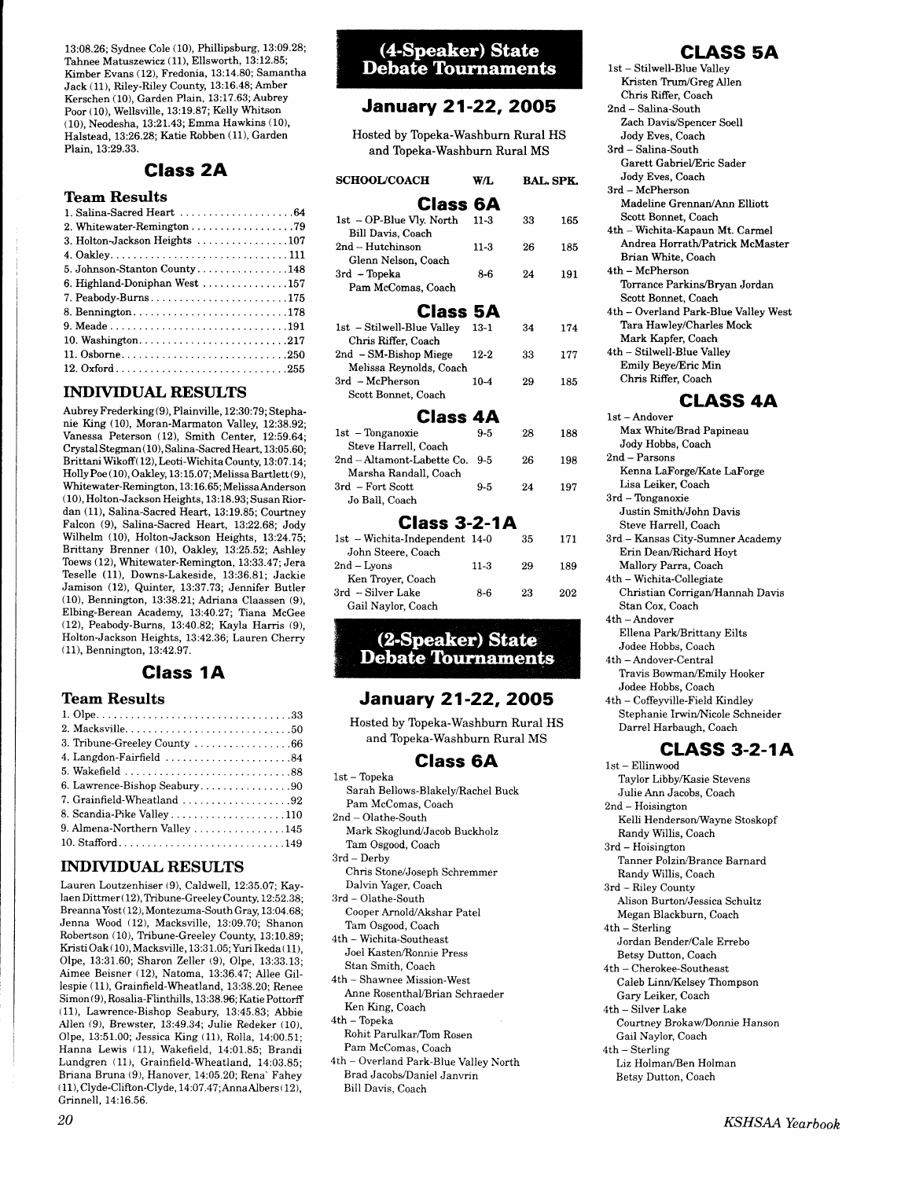13:08.26; Sydnee Cole (10), Phillipsburg, 13:09.28; Tahnee Matuszewicz (11), Ellsworth, 13:12.85; Kimber Evans (12), Fredonia, 13:14.80; Samantha Jack (11), Riley-Riley County, 13:16.48; Amber Kerschen (10), Garden Plain, 13:17.63; Aubrey Poor (10), Wellsville, 13:19.87; Kelly Whitson (10), Neodesha, 13:21.43; Emma Hawkins (10), Halstead, 13:26.28; Katie Robben (11), Garden Plain, 13:29.33.

## Class 2A

### Team Results

1. Salina-Sacred Heart ....................64
2. Whitewater-Remington ..................79
3. Holton-Jackson Heights ................107
4. Oakley...............................111
5. Johnson-Stanton County................148
6. Highland-Doniphan West ...............157
7. Peabody-Burns........................175
8. Bennington...........................178
9. Meade ...............................191
10. Washington..........................217
11. Osborne.............................250
12. Oxford..............................255

### INDIVIDUAL RESULTS

Aubrey Frederking (9), Plainville, 12:30.79; Stephanie King (10), Moran-Marmaton Valley, 12:38.92; Vanessa Peterson (12), Smith Center, 12:59.64; Crystal Stegman (10), Salina-Sacred Heart, 13:05.60; Brittani Wikoff (12), Leoti-Wichita County, 13:07.14; Holly Poe (10), Oakley, 13:15.07; Melissa Bartlett (9), Whitewater-Remington, 13:16.65; Melissa Anderson (10), Holton-Jackson Heights, 13:18.93; Susan Riordan (11), Salina-Sacred Heart, 13:19.85; Courtney Falcon (9), Salina-Sacred Heart, 13:22.68; Jody Wilhelm (10), Holton-Jackson Heights, 13:24.75; Brittany Brenner (10), Oakley, 13:25.52; Ashley Toews (12), Whitewater-Remington, 13:33.47; Jera Teselle (11), Downs-Lakeside, 13:36.81; Jackie Jamison (12), Quinter, 13:37.73; Jennifer Butler (10), Bennington, 13:38.21; Adriana Claassen (9), Elbing-Berean Academy, 13:40.27; Tiana McGee (12), Peabody-Burns, 13:40.82; Kayla Harris (9), Holton-Jackson Heights, 13:42.36; Lauren Cherry (11), Bennington, 13:42.97.

## Class 1A

### Team Results

1. Olpe.................................33
2. Macksville............................50
3. Tribune-Greeley County ................66
4. Langdon-Fairfield .....................84
5. Wakefield ............................88
6. Lawrence-Bishop Seabury................90
7. Grainfield-Wheatland ..................92
8. Scandia-Pike Valley...................110
9. Almena-Northern Valley ...............145
10. Stafford............................149

### INDIVIDUAL RESULTS

Lauren Loutzenhiser (9), Caldwell, 12:35.07; Kaylaen Dittmer (12), Tribune-Greeley County, 12:52.38; Breanna Yost (12), Montezuma-South Gray, 13:04.68; Jenna Wood (12), Macksville, 13:09.70; Shanon Robertson (10), Tribune-Greeley County, 13:10.89; Kristi Oak (10), Macksville, 13:31.05; Yuri Ikeda (11), Olpe, 13:31.60; Sharon Zeller (9), Olpe, 13:33.13; Aimee Beisner (12), Natoma, 13:36.47; Allee Gillespie (11), Grainfield-Wheatland, 13:38.20; Renee Simon (9), Rosalia-Flinthills, 13:38.96; Katie Pottorff (11), Lawrence-Bishop Seabury, 13:45.83; Abbie Allen (9), Brewster, 13:49.34; Julie Redeker (10), Olpe, 13:51.00; Jessica King (11), Rolla, 14:00.51; Hanna Lewis (11), Wakefield, 14:01.85; Brandi Lundgren (11), Grainfield-Wheatland, 14:03.85; Briana Bruna (9), Hanover, 14:05.20; Rena' Fahey (11), Clyde-Clifton-Clyde, 14:07.47; Anna Albers (12), Grinnell, 14:16.56.

# (4-Speaker) State Debate Tournaments

## January 21-22, 2005

Hosted by Topeka-Washburn Rural HS and Topeka-Washburn Rural MS

| SCHOOL/COACH | W/L | BAL. | SPK. |
|---|---|---|---|
| **Class 6A** | | | |
| 1st – OP-Blue Vly. North<br>Bill Davis, Coach | 11-3 | 33 | 165 |
| 2nd – Hutchinson<br>Glenn Nelson, Coach | 11-3 | 26 | 185 |
| 3rd – Topeka<br>Pam McComas, Coach | 8-6 | 24 | 191 |
| **Class 5A** | | | |
| 1st – Stilwell-Blue Valley<br>Chris Riffer, Coach | 13-1 | 34 | 174 |
| 2nd – SM-Bishop Miege<br>Melissa Reynolds, Coach | 12-2 | 33 | 177 |
| 3rd – McPherson<br>Scott Bonnet, Coach | 10-4 | 29 | 185 |
| **Class 4A** | | | |
| 1st – Tonganoxie<br>Steve Harrell, Coach | 9-5 | 28 | 188 |
| 2nd – Altamont-Labette Co.<br>Marsha Randall, Coach | 9-5 | 26 | 198 |
| 3rd – Fort Scott<br>Jo Ball, Coach | 9-5 | 24 | 197 |
| **Class 3-2-1A** | | | |
| 1st – Wichita-Independent<br>John Steere, Coach | 14-0 | 35 | 171 |
| 2nd – Lyons<br>Ken Troyer, Coach | 11-3 | 29 | 189 |
| 3rd – Silver Lake<br>Gail Naylor, Coach | 8-6 | 23 | 202 |

# (2-Speaker) State Debate Tournaments

## January 21-22, 2005

Hosted by Topeka-Washburn Rural HS and Topeka-Washburn Rural MS

## Class 6A

1st – Topeka
Sarah Bellows-Blakely/Rachel Buck
Pam McComas, Coach

2nd – Olathe-South
Mark Skoglund/Jacob Buckholz
Tam Osgood, Coach

3rd – Derby
Chris Stone/Joseph Schremmer
Dalvin Yager, Coach

3rd – Olathe-South
Cooper Arnold/Akshar Patel
Tam Osgood, Coach

4th – Wichita-Southeast
Joel Kasten/Ronnie Press
Stan Smith, Coach

4th – Shawnee Mission-West
Anne Rosenthal/Brian Schraeder
Ken King, Coach

4th – Topeka
Rohit Parulkar/Tom Rosen
Pam McComas, Coach

4th – Overland Park-Blue Valley North
Brad Jacobs/Daniel Janvrin
Bill Davis, Coach

## CLASS 5A

1st – Stilwell-Blue Valley
Kristen Trum/Greg Allen
Chris Riffer, Coach

2nd – Salina-South
Zach Davis/Spencer Soell
Jody Eves, Coach

3rd – Salina-South
Garett Gabriel/Eric Sader
Jody Eves, Coach

3rd – McPherson
Madeline Grennan/Ann Elliott
Scott Bonnet, Coach

4th – Wichita-Kapaun Mt. Carmel
Andrea Horrath/Patrick McMaster
Brian White, Coach

4th – McPherson
Torrance Parkins/Bryan Jordan
Scott Bonnet, Coach

4th – Overland Park-Blue Valley West
Tara Hawley/Charles Mock
Mark Kapfer, Coach

4th – Stilwell-Blue Valley
Emily Beye/Eric Min
Chris Riffer, Coach

## CLASS 4A

1st – Andover
Max White/Brad Papineau
Jody Hobbs, Coach

2nd – Parsons
Kenna LaForge/Kate LaForge
Lisa Leiker, Coach

3rd – Tonganoxie
Justin Smith/John Davis
Steve Harrell, Coach

3rd – Kansas City-Sumner Academy
Erin Dean/Richard Hoyt
Mallory Parra, Coach

4th – Wichita-Collegiate
Christian Corrigan/Hannah Davis
Stan Cox, Coach

4th – Andover
Ellena Park/Brittany Eilts
Jodee Hobbs, Coach

4th – Andover-Central
Travis Bowman/Emily Hooker
Jodee Hobbs, Coach

4th – Coffeyville-Field Kindley
Stephanie Irwin/Nicole Schneider
Darrel Harbaugh, Coach

## CLASS 3-2-1A

1st – Ellinwood
Taylor Libby/Kasie Stevens
Julie Ann Jacobs, Coach

2nd – Hoisington
Kelli Henderson/Wayne Stoskopf
Randy Willis, Coach

3rd – Hoisington
Tanner Polzin/Brance Barnard
Randy Willis, Coach

3rd – Riley County
Alison Burton/Jessica Schultz
Megan Blackburn, Coach

4th – Sterling
Jordan Bender/Cale Errebo
Betsy Dutton, Coach

4th – Cherokee-Southeast
Caleb Linn/Kelsey Thompson
Gary Leiker, Coach

4th – Silver Lake
Courtney Brokaw/Donnie Hanson
Gail Naylor, Coach

4th – Sterling
Liz Holman/Ben Holman
Betsy Dutton, Coach